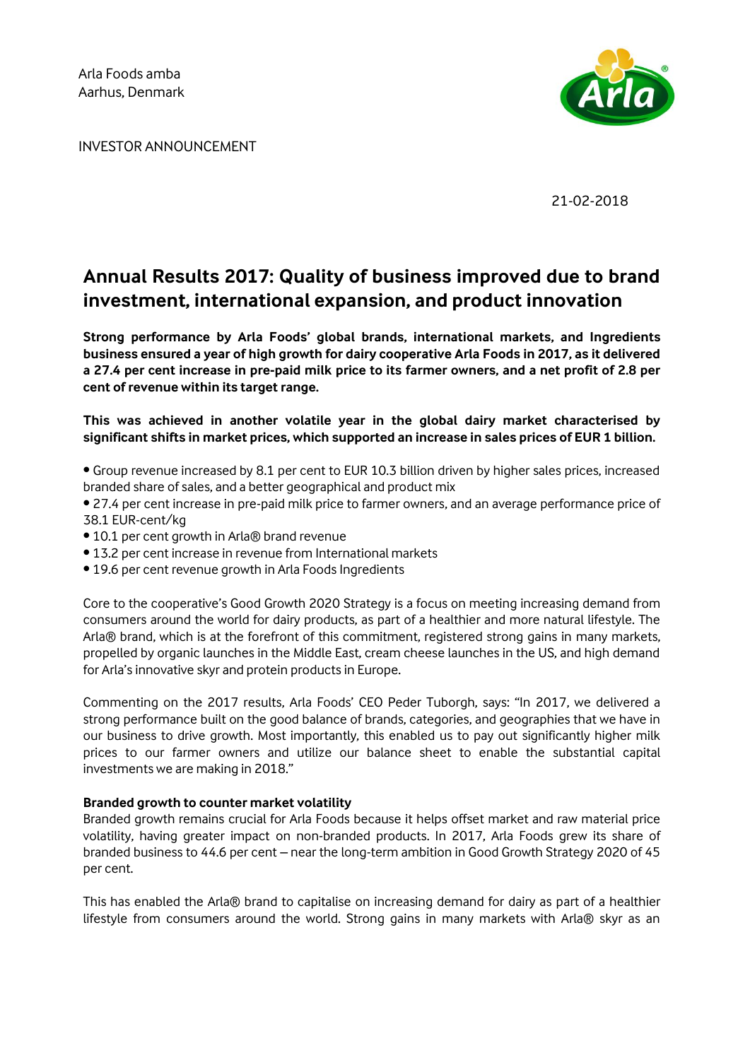Arla Foods amba
Aarhus, Denmark

INVESTOR ANNOUNCEMENT

21-02-2018

# Annual Results 2017: Quality of business improved due to brand investment, international expansion, and product innovation

**Strong performance by Arla Foods' global brands, international markets, and Ingredients business ensured a year of high growth for dairy cooperative Arla Foods in 2017, as it delivered a 27.4 per cent increase in pre-paid milk price to its farmer owners, and a net profit of 2.8 per cent of revenue within its target range.**

**This was achieved in another volatile year in the global dairy market characterised by significant shifts in market prices, which supported an increase in sales prices of EUR 1 billion.**

- Group revenue increased by 8.1 per cent to EUR 10.3 billion driven by higher sales prices, increased branded share of sales, and a better geographical and product mix
- 27.4 per cent increase in pre-paid milk price to farmer owners, and an average performance price of 38.1 EUR-cent/kg
- 10.1 per cent growth in Arla® brand revenue
- 13.2 per cent increase in revenue from International markets
- 19.6 per cent revenue growth in Arla Foods Ingredients

Core to the cooperative's Good Growth 2020 Strategy is a focus on meeting increasing demand from consumers around the world for dairy products, as part of a healthier and more natural lifestyle. The Arla® brand, which is at the forefront of this commitment, registered strong gains in many markets, propelled by organic launches in the Middle East, cream cheese launches in the US, and high demand for Arla's innovative skyr and protein products in Europe.

Commenting on the 2017 results, Arla Foods' CEO Peder Tuborgh, says: "In 2017, we delivered a strong performance built on the good balance of brands, categories, and geographies that we have in our business to drive growth. Most importantly, this enabled us to pay out significantly higher milk prices to our farmer owners and utilize our balance sheet to enable the substantial capital investments we are making in 2018."

**Branded growth to counter market volatility**

Branded growth remains crucial for Arla Foods because it helps offset market and raw material price volatility, having greater impact on non-branded products. In 2017, Arla Foods grew its share of branded business to 44.6 per cent – near the long-term ambition in Good Growth Strategy 2020 of 45 per cent.

This has enabled the Arla® brand to capitalise on increasing demand for dairy as part of a healthier lifestyle from consumers around the world. Strong gains in many markets with Arla® skyr as an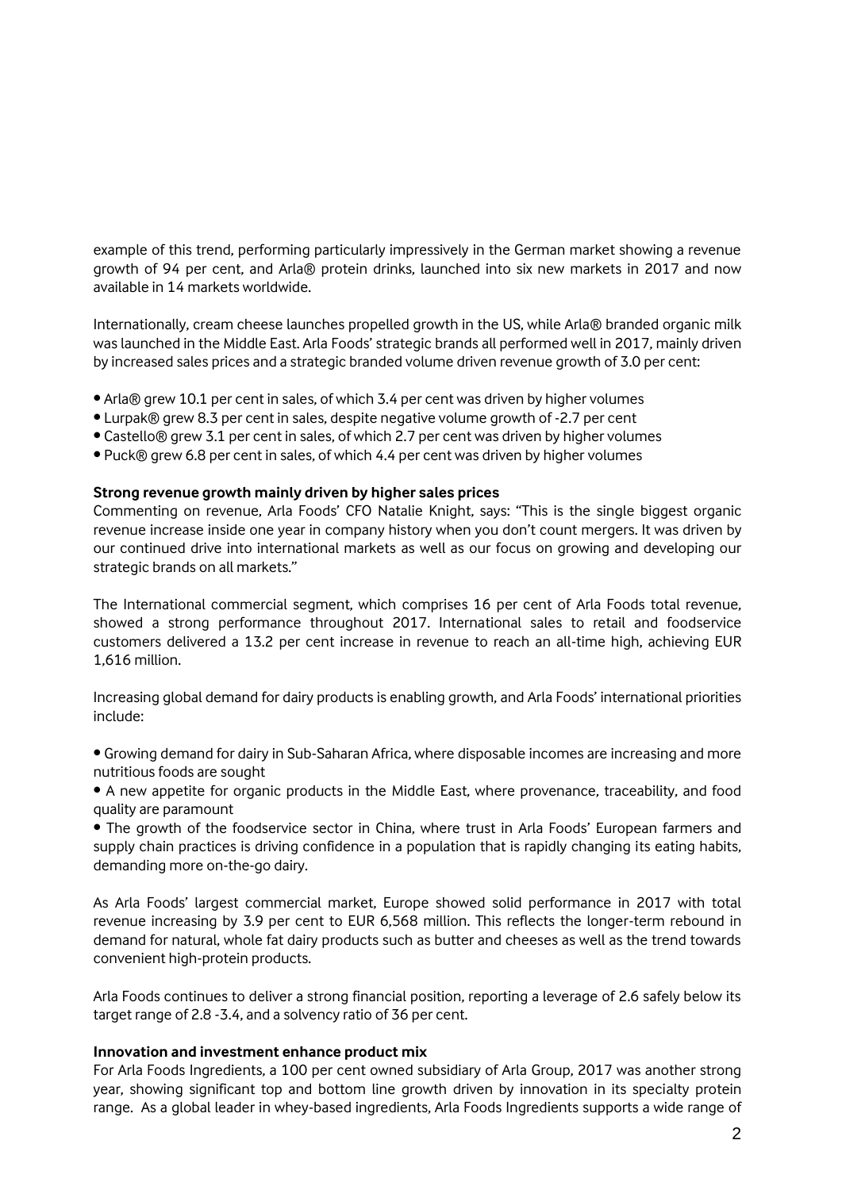example of this trend, performing particularly impressively in the German market showing a revenue growth of 94 per cent, and Arla® protein drinks, launched into six new markets in 2017 and now available in 14 markets worldwide.

Internationally, cream cheese launches propelled growth in the US, while Arla® branded organic milk was launched in the Middle East. Arla Foods' strategic brands all performed well in 2017, mainly driven by increased sales prices and a strategic branded volume driven revenue growth of 3.0 per cent:

- Arla® grew 10.1 per cent in sales, of which 3.4 per cent was driven by higher volumes
- Lurpak® grew 8.3 per cent in sales, despite negative volume growth of -2.7 per cent
- Castello® grew 3.1 per cent in sales, of which 2.7 per cent was driven by higher volumes
- Puck® grew 6.8 per cent in sales, of which 4.4 per cent was driven by higher volumes

**Strong revenue growth mainly driven by higher sales prices**

Commenting on revenue, Arla Foods' CFO Natalie Knight, says: "This is the single biggest organic revenue increase inside one year in company history when you don't count mergers. It was driven by our continued drive into international markets as well as our focus on growing and developing our strategic brands on all markets."

The International commercial segment, which comprises 16 per cent of Arla Foods total revenue, showed a strong performance throughout 2017. International sales to retail and foodservice customers delivered a 13.2 per cent increase in revenue to reach an all-time high, achieving EUR 1,616 million.

Increasing global demand for dairy products is enabling growth, and Arla Foods' international priorities include:

- Growing demand for dairy in Sub-Saharan Africa, where disposable incomes are increasing and more nutritious foods are sought
- A new appetite for organic products in the Middle East, where provenance, traceability, and food quality are paramount
- The growth of the foodservice sector in China, where trust in Arla Foods' European farmers and supply chain practices is driving confidence in a population that is rapidly changing its eating habits, demanding more on-the-go dairy.

As Arla Foods' largest commercial market, Europe showed solid performance in 2017 with total revenue increasing by 3.9 per cent to EUR 6,568 million. This reflects the longer-term rebound in demand for natural, whole fat dairy products such as butter and cheeses as well as the trend towards convenient high-protein products.

Arla Foods continues to deliver a strong financial position, reporting a leverage of 2.6 safely below its target range of 2.8 -3.4, and a solvency ratio of 36 per cent.

**Innovation and investment enhance product mix**

For Arla Foods Ingredients, a 100 per cent owned subsidiary of Arla Group, 2017 was another strong year, showing significant top and bottom line growth driven by innovation in its specialty protein range. As a global leader in whey-based ingredients, Arla Foods Ingredients supports a wide range of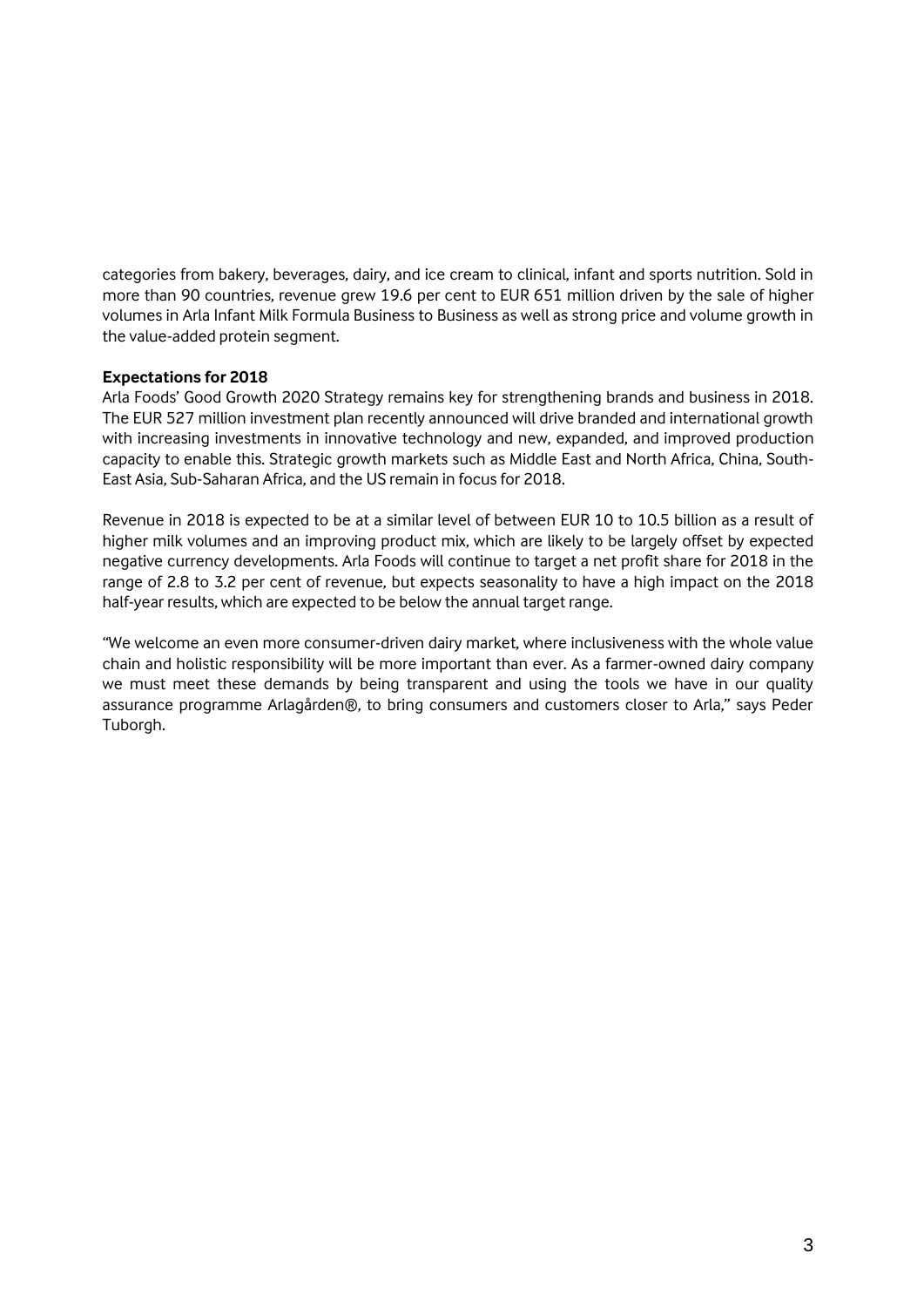categories from bakery, beverages, dairy, and ice cream to clinical, infant and sports nutrition. Sold in more than 90 countries, revenue grew 19.6 per cent to EUR 651 million driven by the sale of higher volumes in Arla Infant Milk Formula Business to Business as well as strong price and volume growth in the value-added protein segment.

**Expectations for 2018**

Arla Foods' Good Growth 2020 Strategy remains key for strengthening brands and business in 2018. The EUR 527 million investment plan recently announced will drive branded and international growth with increasing investments in innovative technology and new, expanded, and improved production capacity to enable this. Strategic growth markets such as Middle East and North Africa, China, South-East Asia, Sub-Saharan Africa, and the US remain in focus for 2018.

Revenue in 2018 is expected to be at a similar level of between EUR 10 to 10.5 billion as a result of higher milk volumes and an improving product mix, which are likely to be largely offset by expected negative currency developments. Arla Foods will continue to target a net profit share for 2018 in the range of 2.8 to 3.2 per cent of revenue, but expects seasonality to have a high impact on the 2018 half-year results, which are expected to be below the annual target range.

"We welcome an even more consumer-driven dairy market, where inclusiveness with the whole value chain and holistic responsibility will be more important than ever. As a farmer-owned dairy company we must meet these demands by being transparent and using the tools we have in our quality assurance programme Arlagården®, to bring consumers and customers closer to Arla," says Peder Tuborgh.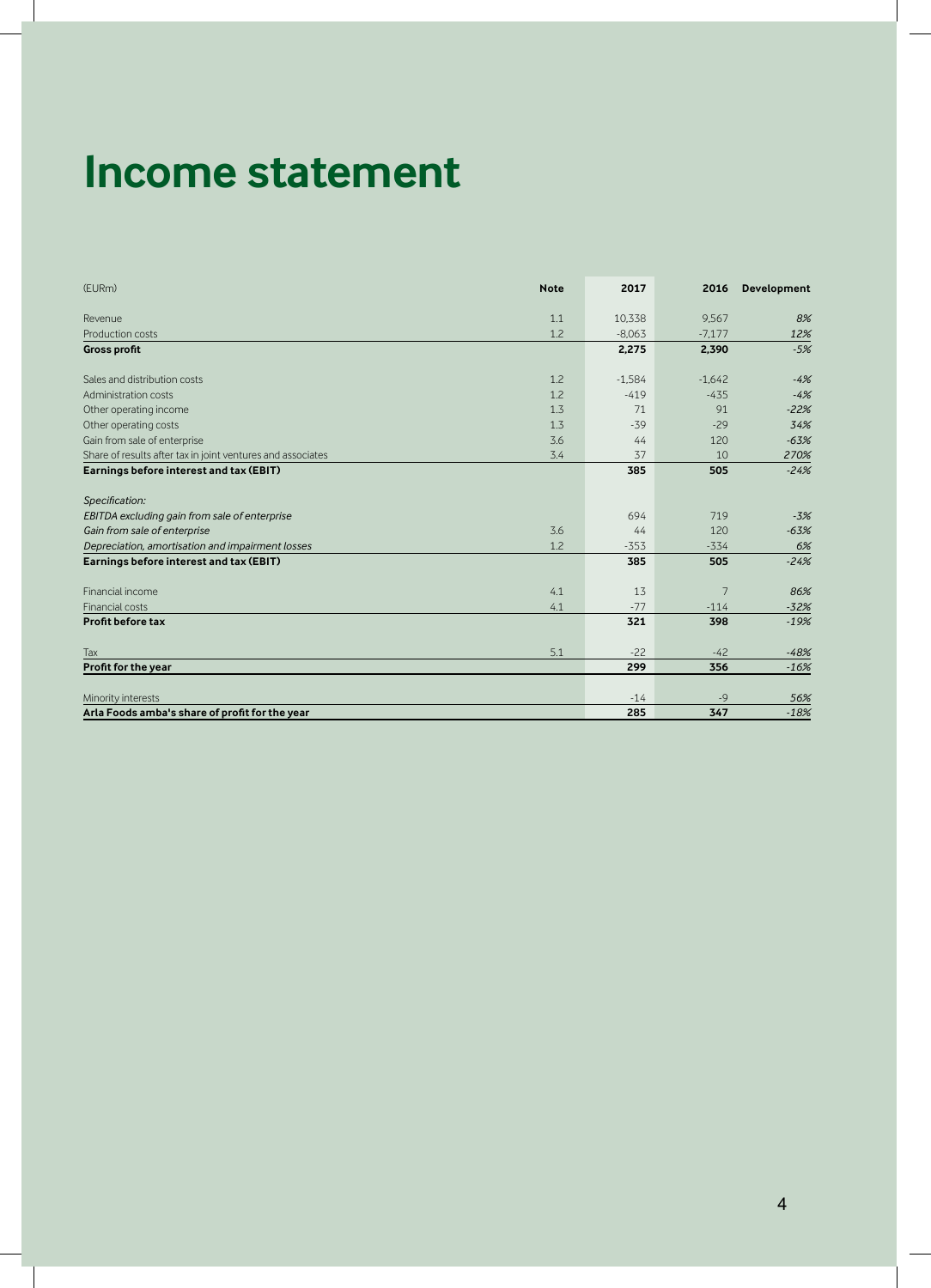# Income statement

| (EURm) | Note | 2017 | 2016 | Development |
|---|---|---|---|---|
| Revenue | 1.1 | 10,338 | 9,567 | *8%* |
| Production costs | 1.2 | -8,063 | -7,177 | *12%* |
| **Gross profit** | | **2,275** | **2,390** | *-5%* |
| | | | | |
| Sales and distribution costs | 1.2 | -1,584 | -1,642 | *-4%* |
| Administration costs | 1.2 | -419 | -435 | *-4%* |
| Other operating income | 1.3 | 71 | 91 | *-22%* |
| Other operating costs | 1.3 | -39 | -29 | *34%* |
| Gain from sale of enterprise | 3.6 | 44 | 120 | *-63%* |
| Share of results after tax in joint ventures and associates | 3.4 | 37 | 10 | *270%* |
| **Earnings before interest and tax (EBIT)** | | **385** | **505** | *-24%* |
| | | | | |
| *Specification:* | | | | |
| *EBITDA excluding gain from sale of enterprise* | | 694 | 719 | *-3%* |
| *Gain from sale of enterprise* | 3.6 | 44 | 120 | *-63%* |
| *Depreciation, amortisation and impairment losses* | 1.2 | -353 | -334 | *6%* |
| **Earnings before interest and tax (EBIT)** | | **385** | **505** | *-24%* |
| | | | | |
| Financial income | 4.1 | 13 | 7 | *86%* |
| Financial costs | 4.1 | -77 | -114 | *-32%* |
| **Profit before tax** | | **321** | **398** | *-19%* |
| | | | | |
| Tax | 5.1 | -22 | -42 | *-48%* |
| **Profit for the year** | | **299** | **356** | *-16%* |
| | | | | |
| Minority interests | | -14 | -9 | *56%* |
| **Arla Foods amba's share of profit for the year** | | **285** | **347** | *-18%* |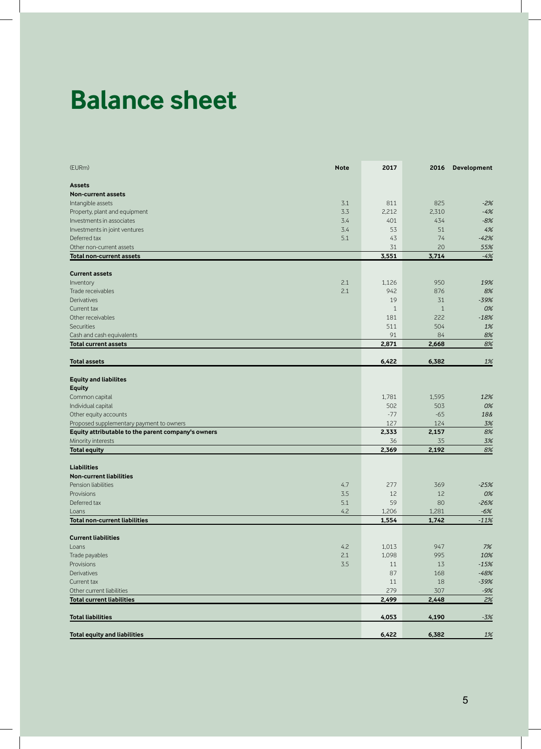# Balance sheet

| (EURm) | Note | 2017 | 2016 | Development |
|---|---|---|---|---|
| **Assets** | | | | |
| **Non-current assets** | | | | |
| Intangible assets | 3.1 | 811 | 825 | *-2%* |
| Property, plant and equipment | 3.3 | 2,212 | 2,310 | *-4%* |
| Investments in associates | 3.4 | 401 | 434 | *-8%* |
| Investments in joint ventures | 3.4 | 53 | 51 | *4%* |
| Deferred tax | 5.1 | 43 | 74 | *-42%* |
| Other non-current assets | | 31 | 20 | *55%* |
| **Total non-current assets** | | **3,551** | **3,714** | *-4%* |
| **Current assets** | | | | |
| Inventory | 2.1 | 1,126 | 950 | *19%* |
| Trade receivables | 2.1 | 942 | 876 | *8%* |
| Derivatives | | 19 | 31 | *-39%* |
| Current tax | | 1 | 1 | *0%* |
| Other receivables | | 181 | 222 | *-18%* |
| Securities | | 511 | 504 | *1%* |
| Cash and cash equivalents | | 91 | 84 | *8%* |
| **Total current assets** | | **2,871** | **2,668** | *8%* |
| **Total assets** | | **6,422** | **6,382** | *1%* |
| **Equity and liabilites** | | | | |
| **Equity** | | | | |
| Common capital | | 1,781 | 1,595 | *12%* |
| Individual capital | | 502 | 503 | *0%* |
| Other equity accounts | | -77 | -65 | *18&* |
| Proposed supplementary payment to owners | | 127 | 124 | *3%* |
| **Equity attributable to the parent company's owners** | | **2,333** | **2,157** | *8%* |
| Minority interests | | 36 | 35 | *3%* |
| **Total equity** | | **2,369** | **2,192** | *8%* |
| **Liabilities** | | | | |
| **Non-current liabilities** | | | | |
| Pension liabilities | 4.7 | 277 | 369 | *-25%* |
| Provisions | 3.5 | 12 | 12 | *0%* |
| Deferred tax | 5.1 | 59 | 80 | *-26%* |
| Loans | 4.2 | 1,206 | 1,281 | *-6%* |
| **Total non-current liabilities** | | **1,554** | **1,742** | *-11%* |
| **Current liabilities** | | | | |
| Loans | 4.2 | 1,013 | 947 | *7%* |
| Trade payables | 2.1 | 1,098 | 995 | *10%* |
| Provisions | 3.5 | 11 | 13 | *-15%* |
| Derivatives | | 87 | 168 | *-48%* |
| Current tax | | 11 | 18 | *-39%* |
| Other current liabilities | | 279 | 307 | *-9%* |
| **Total current liabilities** | | **2,499** | **2,448** | *2%* |
| **Total liabilities** | | **4,053** | **4,190** | *-3%* |
| **Total equity and liabilities** | | **6,422** | **6,382** | *1%* |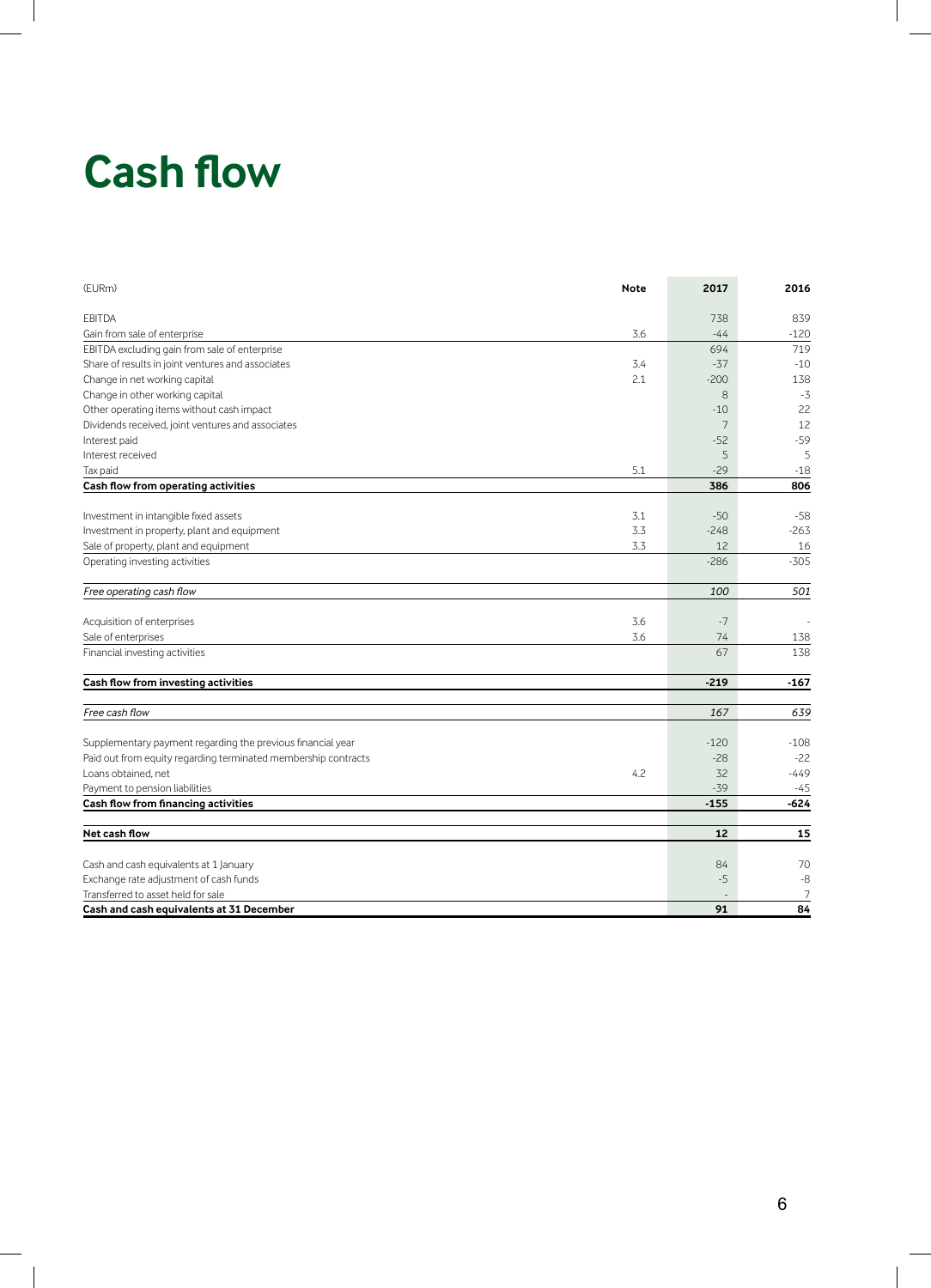# Cash flow

| (EURm) | Note | 2017 | 2016 |
|---|---|---|---|
| EBITDA | | 738 | 839 |
| Gain from sale of enterprise | 3.6 | -44 | -120 |
| EBITDA excluding gain from sale of enterprise | | 694 | 719 |
| Share of results in joint ventures and associates | 3.4 | -37 | -10 |
| Change in net working capital | 2.1 | -200 | 138 |
| Change in other working capital | | 8 | -3 |
| Other operating items without cash impact | | -10 | 22 |
| Dividends received, joint ventures and associates | | 7 | 12 |
| Interest paid | | -52 | -59 |
| Interest received | | 5 | 5 |
| Tax paid | 5.1 | -29 | -18 |
| **Cash flow from operating activities** | | **386** | **806** |
| Investment in intangible fixed assets | 3.1 | -50 | -58 |
| Investment in property, plant and equipment | 3.3 | -248 | -263 |
| Sale of property, plant and equipment | 3.3 | 12 | 16 |
| Operating investing activities | | -286 | -305 |
| *Free operating cash flow* | | *100* | *501* |
| Acquisition of enterprises | 3.6 | -7 | - |
| Sale of enterprises | 3.6 | 74 | 138 |
| Financial investing activities | | 67 | 138 |
| **Cash flow from investing activities** | | **-219** | **-167** |
| *Free cash flow* | | *167* | *639* |
| Supplementary payment regarding the previous financial year | | -120 | -108 |
| Paid out from equity regarding terminated membership contracts | | -28 | -22 |
| Loans obtained, net | 4.2 | 32 | -449 |
| Payment to pension liabilities | | -39 | -45 |
| **Cash flow from financing activities** | | **-155** | **-624** |
| **Net cash flow** | | **12** | **15** |
| Cash and cash equivalents at 1 January | | 84 | 70 |
| Exchange rate adjustment of cash funds | | -5 | -8 |
| Transferred to asset held for sale | | - | 7 |
| **Cash and cash equivalents at 31 December** | | **91** | **84** |